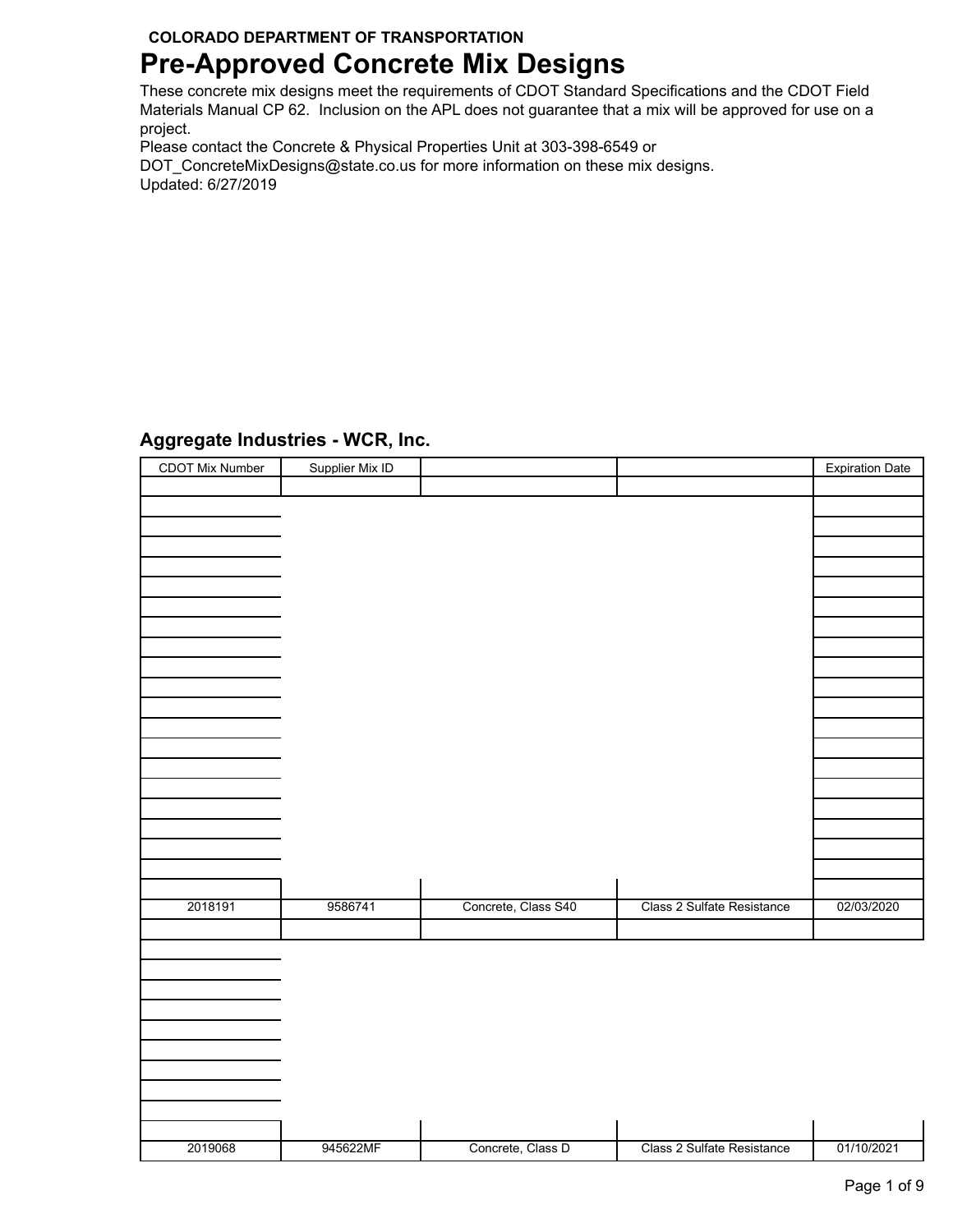COLORADO DEPARTMENT OF TRANSPORTATION

# Pre-Approved Concrete Mix Designs

These concrete mix designs meet the requirements of CDOT Standard Specifications and the CDOT Field Materials Manual CP 62. Inclusion on the APL does not guarantee that a mix will be approved for use on a project.

Please contact the Concrete & Physical Properties Unit at 303-398-6549 or DOT_ConcreteMixDesigns@state.co.us for more information on these mix designs.

Updated: 6/27/2019

## Aggregate Industries - WCR, Inc.

| CDOT Mix Number | Supplier Mix ID | | | Expiration Date |
|---|---|---|---|---|
| 2018191 | 9586741 | Concrete, Class S40 | Class 2 Sulfate Resistance | 02/03/2020 |
| 2019068 | 945622MF | Concrete, Class D | Class 2 Sulfate Resistance | 01/10/2021 |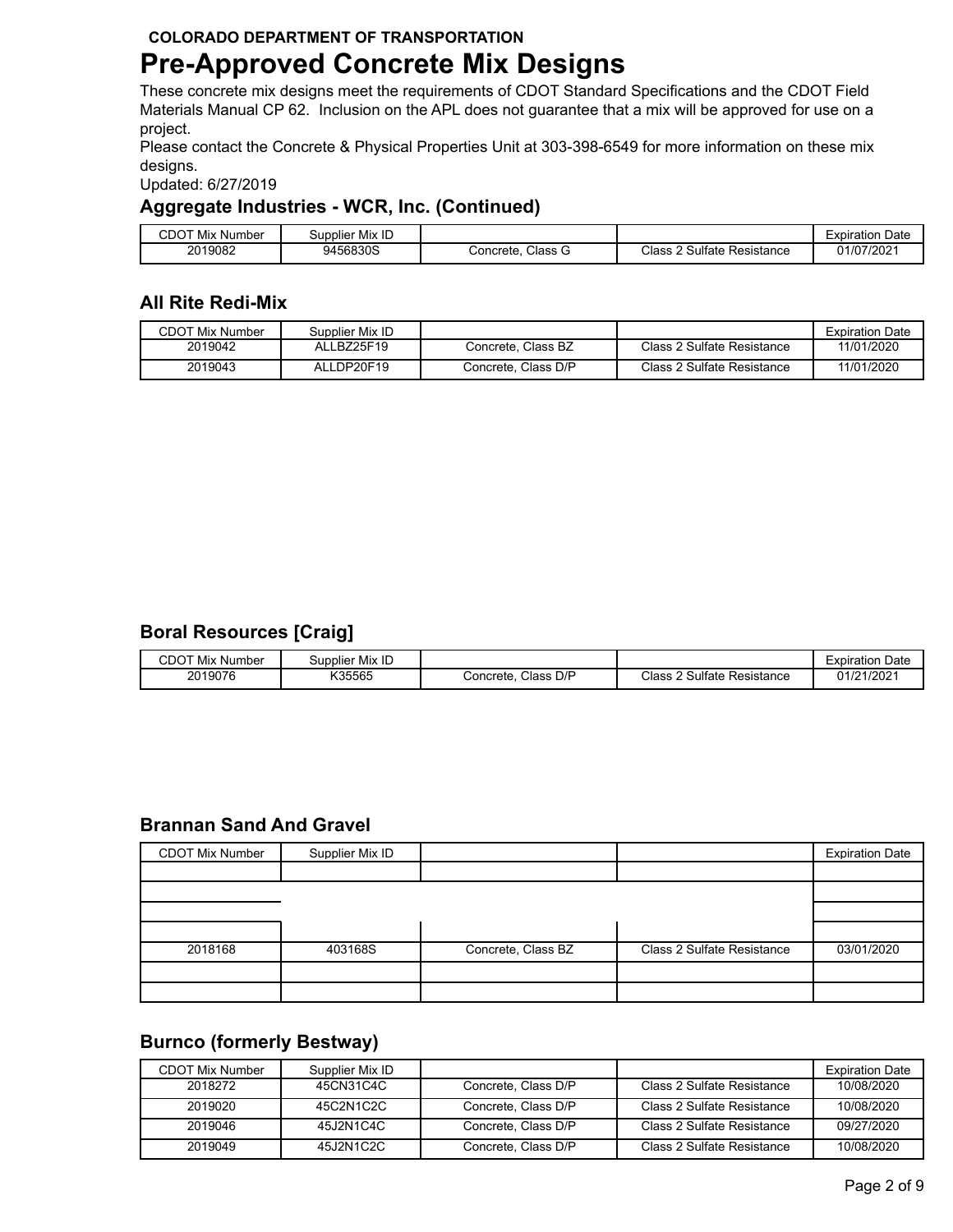**COLORADO DEPARTMENT OF TRANSPORTATION**

# Pre-Approved Concrete Mix Designs

These concrete mix designs meet the requirements of CDOT Standard Specifications and the CDOT Field Materials Manual CP 62. Inclusion on the APL does not guarantee that a mix will be approved for use on a project.

Please contact the Concrete & Physical Properties Unit at 303-398-6549 for more information on these mix designs.

Updated: 6/27/2019

### Aggregate Industries - WCR, Inc. (Continued)

| CDOT Mix Number | Supplier Mix ID | | | Expiration Date |
|---|---|---|---|---|
| 2019082 | 9456830S | Concrete, Class G | Class 2 Sulfate Resistance | 01/07/2021 |

### All Rite Redi-Mix

| CDOT Mix Number | Supplier Mix ID | | | Expiration Date |
|---|---|---|---|---|
| 2019042 | ALLBZ25F19 | Concrete, Class BZ | Class 2 Sulfate Resistance | 11/01/2020 |
| 2019043 | ALLDP20F19 | Concrete, Class D/P | Class 2 Sulfate Resistance | 11/01/2020 |

### Boral Resources [Craig]

| CDOT Mix Number | Supplier Mix ID | | | Expiration Date |
|---|---|---|---|---|
| 2019076 | K35565 | Concrete, Class D/P | Class 2 Sulfate Resistance | 01/21/2021 |

### Brannan Sand And Gravel

| CDOT Mix Number | Supplier Mix ID | | | Expiration Date |
|---|---|---|---|---|
| 2018168 | 403168S | Concrete, Class BZ | Class 2 Sulfate Resistance | 03/01/2020 |

### Burnco (formerly Bestway)

| CDOT Mix Number | Supplier Mix ID | | | Expiration Date |
|---|---|---|---|---|
| 2018272 | 45CN31C4C | Concrete, Class D/P | Class 2 Sulfate Resistance | 10/08/2020 |
| 2019020 | 45C2N1C2C | Concrete, Class D/P | Class 2 Sulfate Resistance | 10/08/2020 |
| 2019046 | 45J2N1C4C | Concrete, Class D/P | Class 2 Sulfate Resistance | 09/27/2020 |
| 2019049 | 45J2N1C2C | Concrete, Class D/P | Class 2 Sulfate Resistance | 10/08/2020 |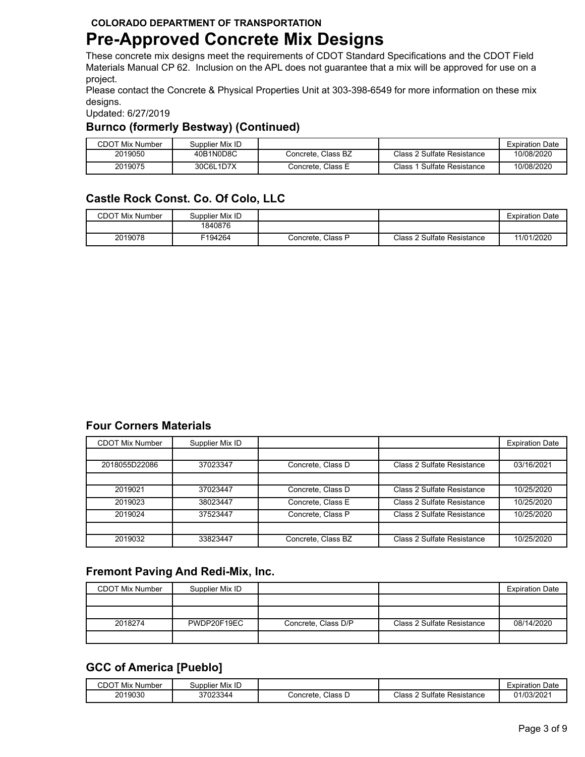**COLORADO DEPARTMENT OF TRANSPORTATION**

# Pre-Approved Concrete Mix Designs

These concrete mix designs meet the requirements of CDOT Standard Specifications and the CDOT Field Materials Manual CP 62. Inclusion on the APL does not guarantee that a mix will be approved for use on a project.

Please contact the Concrete & Physical Properties Unit at 303-398-6549 for more information on these mix designs.

Updated: 6/27/2019

## Burnco (formerly Bestway) (Continued)

| CDOT Mix Number | Supplier Mix ID | | | Expiration Date |
|---|---|---|---|---|
| 2019050 | 40B1N0D8C | Concrete, Class BZ | Class 2 Sulfate Resistance | 10/08/2020 |
| 2019075 | 30C6L1D7X | Concrete, Class E | Class 1 Sulfate Resistance | 10/08/2020 |

## Castle Rock Const. Co. Of Colo, LLC

| CDOT Mix Number | Supplier Mix ID | | | Expiration Date |
|---|---|---|---|---|
| | 1840876 | | | |
| 2019078 | F194264 | Concrete, Class P | Class 2 Sulfate Resistance | 11/01/2020 |

## Four Corners Materials

| CDOT Mix Number | Supplier Mix ID | | | Expiration Date |
|---|---|---|---|---|
| | | | | |
| 2018055D22086 | 37023347 | Concrete, Class D | Class 2 Sulfate Resistance | 03/16/2021 |
| | | | | |
| 2019021 | 37023447 | Concrete, Class D | Class 2 Sulfate Resistance | 10/25/2020 |
| 2019023 | 38023447 | Concrete, Class E | Class 2 Sulfate Resistance | 10/25/2020 |
| 2019024 | 37523447 | Concrete, Class P | Class 2 Sulfate Resistance | 10/25/2020 |
| | | | | |
| 2019032 | 33823447 | Concrete, Class BZ | Class 2 Sulfate Resistance | 10/25/2020 |

## Fremont Paving And Redi-Mix, Inc.

| CDOT Mix Number | Supplier Mix ID | | | Expiration Date |
|---|---|---|---|---|
| | | | | |
| | | | | |
| 2018274 | PWDP20F19EC | Concrete, Class D/P | Class 2 Sulfate Resistance | 08/14/2020 |
| | | | | |

## GCC of America [Pueblo]

| CDOT Mix Number | Supplier Mix ID | | | Expiration Date |
|---|---|---|---|---|
| 2019030 | 37023344 | Concrete, Class D | Class 2 Sulfate Resistance | 01/03/2021 |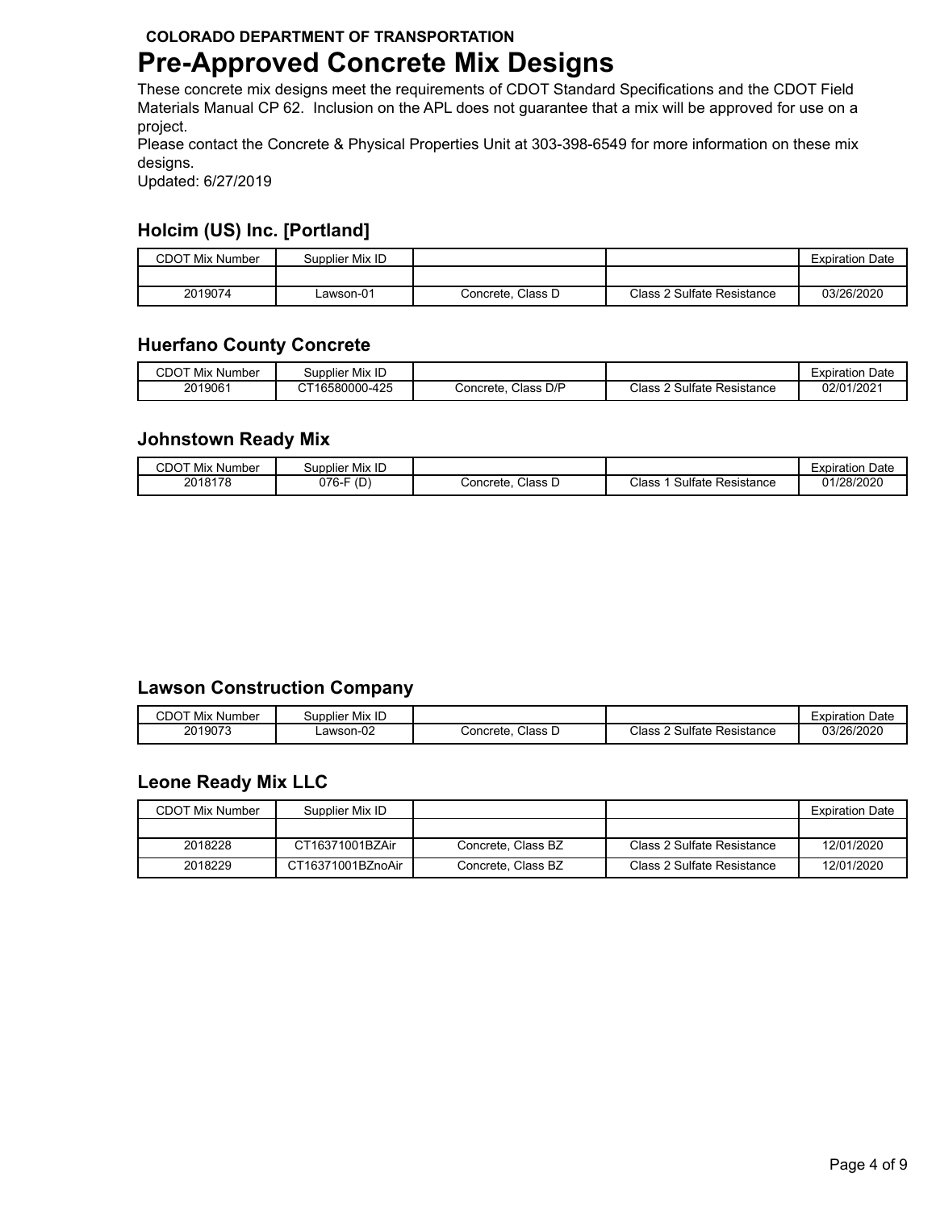**COLORADO DEPARTMENT OF TRANSPORTATION**

# Pre-Approved Concrete Mix Designs

These concrete mix designs meet the requirements of CDOT Standard Specifications and the CDOT Field Materials Manual CP 62. Inclusion on the APL does not guarantee that a mix will be approved for use on a project.

Please contact the Concrete & Physical Properties Unit at 303-398-6549 for more information on these mix designs.

Updated: 6/27/2019

## Holcim (US) Inc. [Portland]

| CDOT Mix Number | Supplier Mix ID | | | Expiration Date |
|---|---|---|---|---|
| | | | | |
| 2019074 | Lawson-01 | Concrete, Class D | Class 2 Sulfate Resistance | 03/26/2020 |

## Huerfano County Concrete

| CDOT Mix Number | Supplier Mix ID | | | Expiration Date |
|---|---|---|---|---|
| 2019061 | CT16580000-425 | Concrete, Class D/P | Class 2 Sulfate Resistance | 02/01/2021 |

## Johnstown Ready Mix

| CDOT Mix Number | Supplier Mix ID | | | Expiration Date |
|---|---|---|---|---|
| 2018178 | 076-F (D) | Concrete, Class D | Class 1 Sulfate Resistance | 01/28/2020 |

## Lawson Construction Company

| CDOT Mix Number | Supplier Mix ID | | | Expiration Date |
|---|---|---|---|---|
| 2019073 | Lawson-02 | Concrete, Class D | Class 2 Sulfate Resistance | 03/26/2020 |

## Leone Ready Mix LLC

| CDOT Mix Number | Supplier Mix ID | | | Expiration Date |
|---|---|---|---|---|
| | | | | |
| 2018228 | CT16371001BZAir | Concrete, Class BZ | Class 2 Sulfate Resistance | 12/01/2020 |
| 2018229 | CT16371001BZnoAir | Concrete, Class BZ | Class 2 Sulfate Resistance | 12/01/2020 |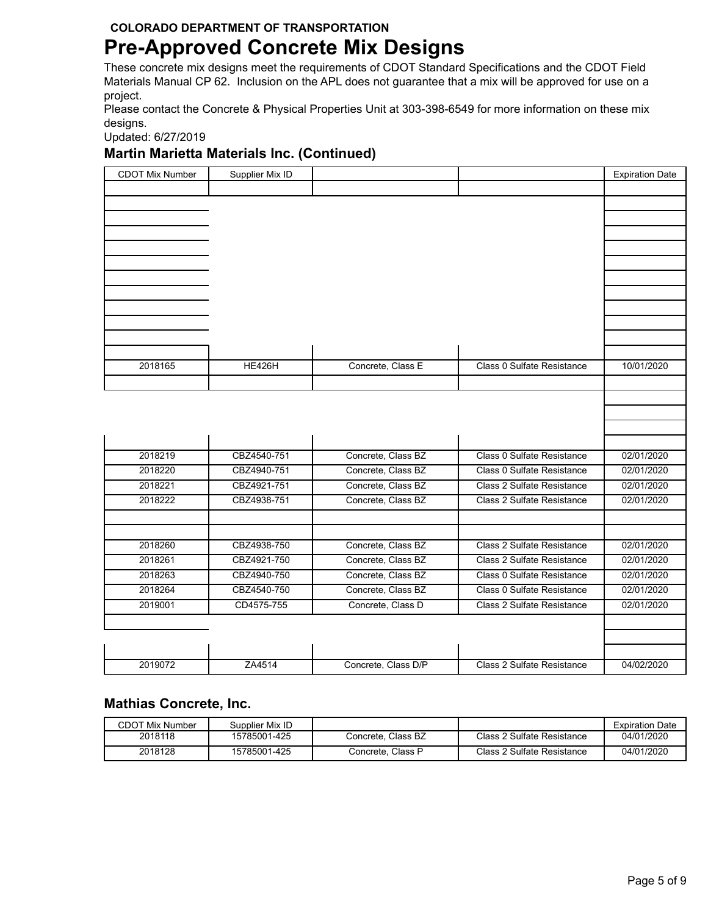**COLORADO DEPARTMENT OF TRANSPORTATION**

# Pre-Approved Concrete Mix Designs

These concrete mix designs meet the requirements of CDOT Standard Specifications and the CDOT Field Materials Manual CP 62. Inclusion on the APL does not guarantee that a mix will be approved for use on a project.

Please contact the Concrete & Physical Properties Unit at 303-398-6549 for more information on these mix designs.

Updated: 6/27/2019

## Martin Marietta Materials Inc. (Continued)

| CDOT Mix Number | Supplier Mix ID | | | Expiration Date |
|---|---|---|---|---|
| 2018165 | HE426H | Concrete, Class E | Class 0 Sulfate Resistance | 10/01/2020 |
| 2018219 | CBZ4540-751 | Concrete, Class BZ | Class 0 Sulfate Resistance | 02/01/2020 |
| 2018220 | CBZ4940-751 | Concrete, Class BZ | Class 0 Sulfate Resistance | 02/01/2020 |
| 2018221 | CBZ4921-751 | Concrete, Class BZ | Class 2 Sulfate Resistance | 02/01/2020 |
| 2018222 | CBZ4938-751 | Concrete, Class BZ | Class 2 Sulfate Resistance | 02/01/2020 |
| 2018260 | CBZ4938-750 | Concrete, Class BZ | Class 2 Sulfate Resistance | 02/01/2020 |
| 2018261 | CBZ4921-750 | Concrete, Class BZ | Class 2 Sulfate Resistance | 02/01/2020 |
| 2018263 | CBZ4940-750 | Concrete, Class BZ | Class 0 Sulfate Resistance | 02/01/2020 |
| 2018264 | CBZ4540-750 | Concrete, Class BZ | Class 0 Sulfate Resistance | 02/01/2020 |
| 2019001 | CD4575-755 | Concrete, Class D | Class 2 Sulfate Resistance | 02/01/2020 |
| 2019072 | ZA4514 | Concrete, Class D/P | Class 2 Sulfate Resistance | 04/02/2020 |

## Mathias Concrete, Inc.

| CDOT Mix Number | Supplier Mix ID | | | Expiration Date |
|---|---|---|---|---|
| 2018118 | 15785001-425 | Concrete, Class BZ | Class 2 Sulfate Resistance | 04/01/2020 |
| 2018128 | 15785001-425 | Concrete, Class P | Class 2 Sulfate Resistance | 04/01/2020 |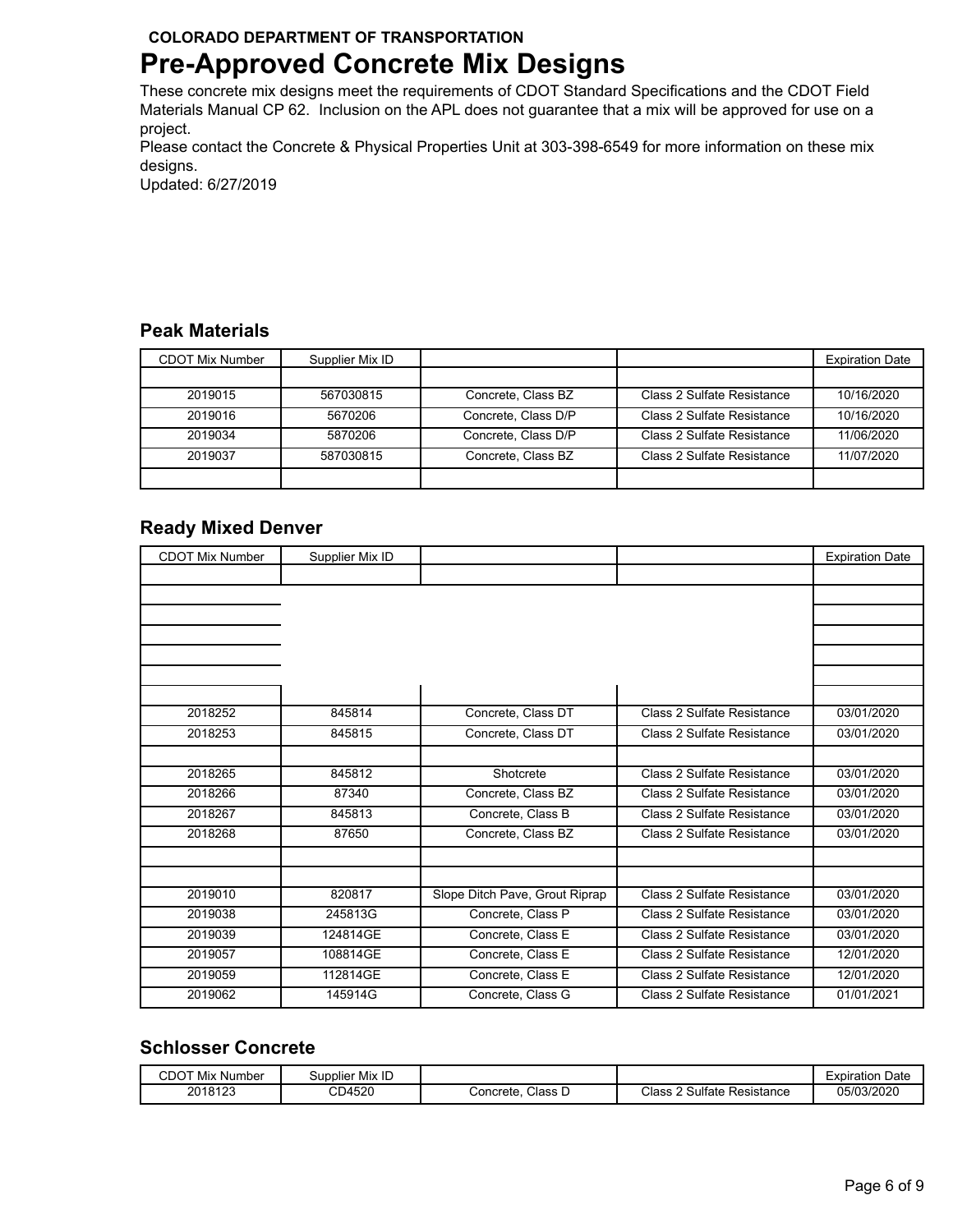**COLORADO DEPARTMENT OF TRANSPORTATION**

# Pre-Approved Concrete Mix Designs

These concrete mix designs meet the requirements of CDOT Standard Specifications and the CDOT Field Materials Manual CP 62. Inclusion on the APL does not guarantee that a mix will be approved for use on a project.

Please contact the Concrete & Physical Properties Unit at 303-398-6549 for more information on these mix designs.

Updated: 6/27/2019

## Peak Materials

| CDOT Mix Number | Supplier Mix ID | | | Expiration Date |
|---|---|---|---|---|
| | | | | |
| 2019015 | 567030815 | Concrete, Class BZ | Class 2 Sulfate Resistance | 10/16/2020 |
| 2019016 | 5670206 | Concrete, Class D/P | Class 2 Sulfate Resistance | 10/16/2020 |
| 2019034 | 5870206 | Concrete, Class D/P | Class 2 Sulfate Resistance | 11/06/2020 |
| 2019037 | 587030815 | Concrete, Class BZ | Class 2 Sulfate Resistance | 11/07/2020 |
| | | | | |

## Ready Mixed Denver

| CDOT Mix Number | Supplier Mix ID | | | Expiration Date |
|---|---|---|---|---|
| | | | | |
| | | | | |
| | | | | |
| | | | | |
| | | | | |
| | | | | |
| | | | | |
| 2018252 | 845814 | Concrete, Class DT | Class 2 Sulfate Resistance | 03/01/2020 |
| 2018253 | 845815 | Concrete, Class DT | Class 2 Sulfate Resistance | 03/01/2020 |
| | | | | |
| 2018265 | 845812 | Shotcrete | Class 2 Sulfate Resistance | 03/01/2020 |
| 2018266 | 87340 | Concrete, Class BZ | Class 2 Sulfate Resistance | 03/01/2020 |
| 2018267 | 845813 | Concrete, Class B | Class 2 Sulfate Resistance | 03/01/2020 |
| 2018268 | 87650 | Concrete, Class BZ | Class 2 Sulfate Resistance | 03/01/2020 |
| | | | | |
| | | | | |
| 2019010 | 820817 | Slope Ditch Pave, Grout Riprap | Class 2 Sulfate Resistance | 03/01/2020 |
| 2019038 | 245813G | Concrete, Class P | Class 2 Sulfate Resistance | 03/01/2020 |
| 2019039 | 124814GE | Concrete, Class E | Class 2 Sulfate Resistance | 03/01/2020 |
| 2019057 | 108814GE | Concrete, Class E | Class 2 Sulfate Resistance | 12/01/2020 |
| 2019059 | 112814GE | Concrete, Class E | Class 2 Sulfate Resistance | 12/01/2020 |
| 2019062 | 145914G | Concrete, Class G | Class 2 Sulfate Resistance | 01/01/2021 |

## Schlosser Concrete

| CDOT Mix Number | Supplier Mix ID | | | Expiration Date |
|---|---|---|---|---|
| 2018123 | CD4520 | Concrete, Class D | Class 2 Sulfate Resistance | 05/03/2020 |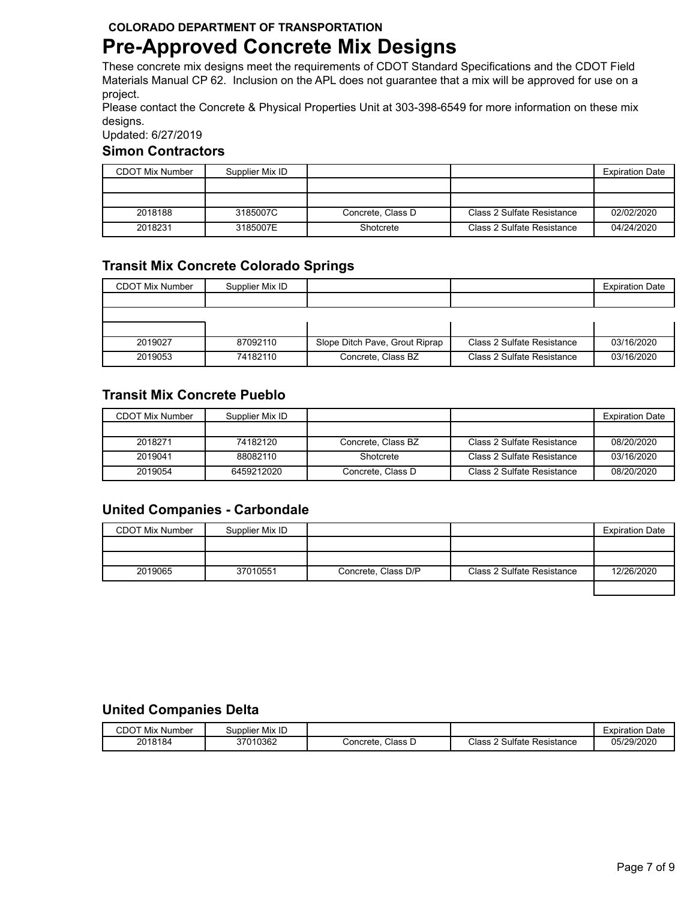**COLORADO DEPARTMENT OF TRANSPORTATION**

# Pre-Approved Concrete Mix Designs

These concrete mix designs meet the requirements of CDOT Standard Specifications and the CDOT Field Materials Manual CP 62. Inclusion on the APL does not guarantee that a mix will be approved for use on a project.

Please contact the Concrete & Physical Properties Unit at 303-398-6549 for more information on these mix designs.

Updated: 6/27/2019

### Simon Contractors

| CDOT Mix Number | Supplier Mix ID | | | Expiration Date |
|---|---|---|---|---|
| | | | | |
| | | | | |
| 2018188 | 3185007C | Concrete, Class D | Class 2 Sulfate Resistance | 02/02/2020 |
| 2018231 | 3185007E | Shotcrete | Class 2 Sulfate Resistance | 04/24/2020 |

### Transit Mix Concrete Colorado Springs

| CDOT Mix Number | Supplier Mix ID | | | Expiration Date |
|---|---|---|---|---|
| | | | | |
| | | | | |
| | | | | |
| 2019027 | 87092110 | Slope Ditch Pave, Grout Riprap | Class 2 Sulfate Resistance | 03/16/2020 |
| 2019053 | 74182110 | Concrete, Class BZ | Class 2 Sulfate Resistance | 03/16/2020 |

### Transit Mix Concrete Pueblo

| CDOT Mix Number | Supplier Mix ID | | | Expiration Date |
|---|---|---|---|---|
| | | | | |
| 2018271 | 74182120 | Concrete, Class BZ | Class 2 Sulfate Resistance | 08/20/2020 |
| 2019041 | 88082110 | Shotcrete | Class 2 Sulfate Resistance | 03/16/2020 |
| 2019054 | 6459212020 | Concrete, Class D | Class 2 Sulfate Resistance | 08/20/2020 |

### United Companies - Carbondale

| CDOT Mix Number | Supplier Mix ID | | | Expiration Date |
|---|---|---|---|---|
| | | | | |
| | | | | |
| 2019065 | 37010551 | Concrete, Class D/P | Class 2 Sulfate Resistance | 12/26/2020 |
| | | | | |

### United Companies Delta

| CDOT Mix Number | Supplier Mix ID | | | Expiration Date |
|---|---|---|---|---|
| 2018184 | 37010362 | Concrete, Class D | Class 2 Sulfate Resistance | 05/29/2020 |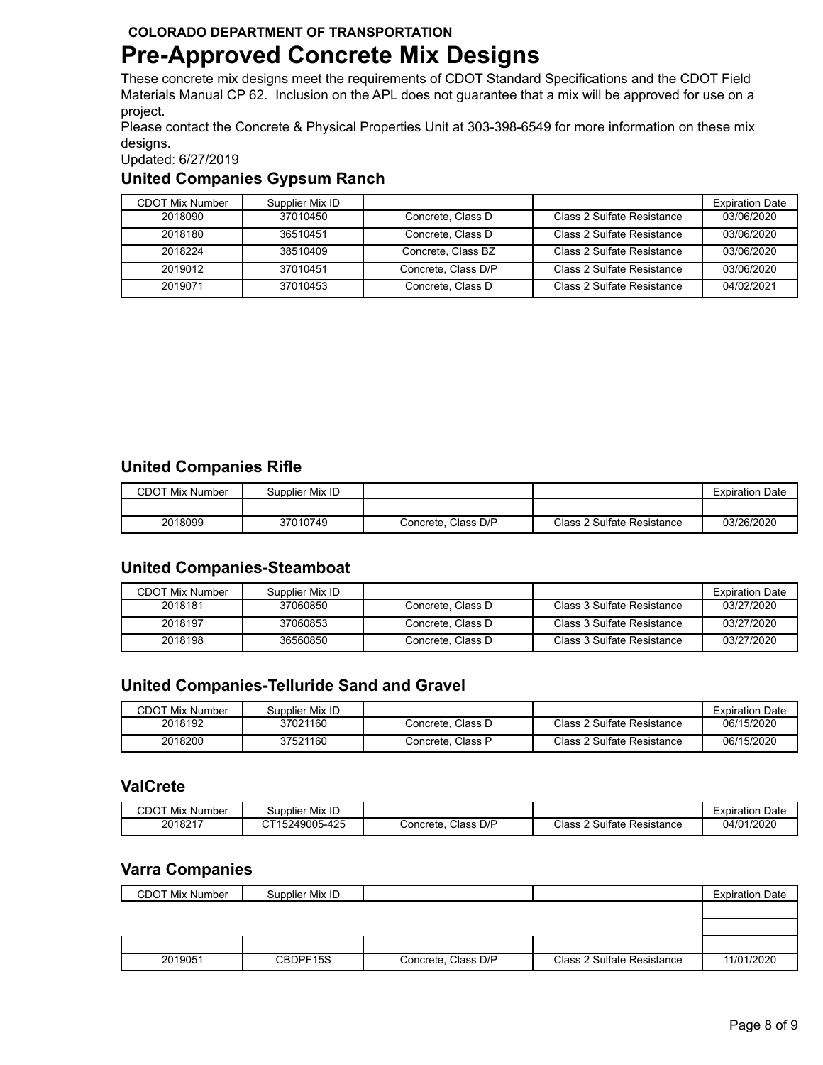**COLORADO DEPARTMENT OF TRANSPORTATION**

# Pre-Approved Concrete Mix Designs

These concrete mix designs meet the requirements of CDOT Standard Specifications and the CDOT Field Materials Manual CP 62. Inclusion on the APL does not guarantee that a mix will be approved for use on a project.

Please contact the Concrete & Physical Properties Unit at 303-398-6549 for more information on these mix designs.

Updated: 6/27/2019

## United Companies Gypsum Ranch

| CDOT Mix Number | Supplier Mix ID | | | Expiration Date |
|---|---|---|---|---|
| 2018090 | 37010450 | Concrete, Class D | Class 2 Sulfate Resistance | 03/06/2020 |
| 2018180 | 36510451 | Concrete, Class D | Class 2 Sulfate Resistance | 03/06/2020 |
| 2018224 | 38510409 | Concrete, Class BZ | Class 2 Sulfate Resistance | 03/06/2020 |
| 2019012 | 37010451 | Concrete, Class D/P | Class 2 Sulfate Resistance | 03/06/2020 |
| 2019071 | 37010453 | Concrete, Class D | Class 2 Sulfate Resistance | 04/02/2021 |

## United Companies Rifle

| CDOT Mix Number | Supplier Mix ID | | | Expiration Date |
|---|---|---|---|---|
| | | | | |
| 2018099 | 37010749 | Concrete, Class D/P | Class 2 Sulfate Resistance | 03/26/2020 |

## United Companies-Steamboat

| CDOT Mix Number | Supplier Mix ID | | | Expiration Date |
|---|---|---|---|---|
| 2018181 | 37060850 | Concrete, Class D | Class 3 Sulfate Resistance | 03/27/2020 |
| 2018197 | 37060853 | Concrete, Class D | Class 3 Sulfate Resistance | 03/27/2020 |
| 2018198 | 36560850 | Concrete, Class D | Class 3 Sulfate Resistance | 03/27/2020 |

## United Companies-Telluride Sand and Gravel

| CDOT Mix Number | Supplier Mix ID | | | Expiration Date |
|---|---|---|---|---|
| 2018192 | 37021160 | Concrete, Class D | Class 2 Sulfate Resistance | 06/15/2020 |
| 2018200 | 37521160 | Concrete, Class P | Class 2 Sulfate Resistance | 06/15/2020 |

## ValCrete

| CDOT Mix Number | Supplier Mix ID | | | Expiration Date |
|---|---|---|---|---|
| 2018217 | CT15249005-425 | Concrete, Class D/P | Class 2 Sulfate Resistance | 04/01/2020 |

## Varra Companies

| CDOT Mix Number | Supplier Mix ID | | | Expiration Date |
|---|---|---|---|---|
| | | | | |
| | | | | |
| | | | | |
| 2019051 | CBDPF15S | Concrete, Class D/P | Class 2 Sulfate Resistance | 11/01/2020 |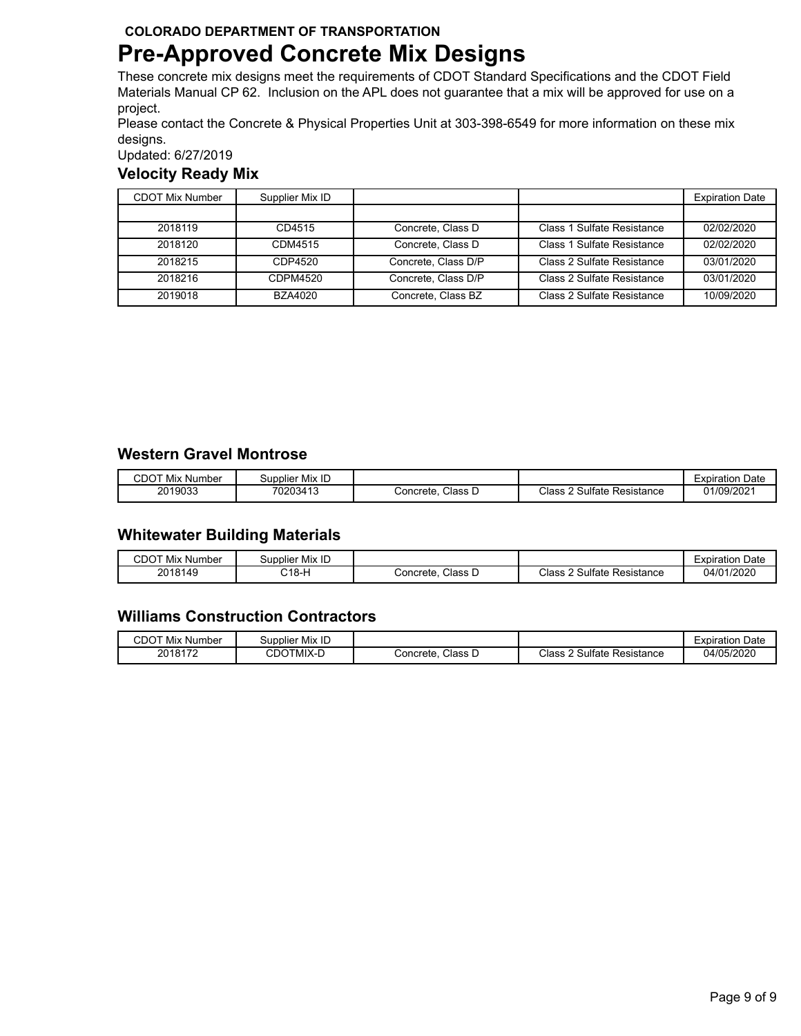**COLORADO DEPARTMENT OF TRANSPORTATION**

# Pre-Approved Concrete Mix Designs

These concrete mix designs meet the requirements of CDOT Standard Specifications and the CDOT Field Materials Manual CP 62. Inclusion on the APL does not guarantee that a mix will be approved for use on a project.

Please contact the Concrete & Physical Properties Unit at 303-398-6549 for more information on these mix designs.

Updated: 6/27/2019

## Velocity Ready Mix

| CDOT Mix Number | Supplier Mix ID | | | Expiration Date |
|---|---|---|---|---|
| | | | | |
| 2018119 | CD4515 | Concrete, Class D | Class 1 Sulfate Resistance | 02/02/2020 |
| 2018120 | CDM4515 | Concrete, Class D | Class 1 Sulfate Resistance | 02/02/2020 |
| 2018215 | CDP4520 | Concrete, Class D/P | Class 2 Sulfate Resistance | 03/01/2020 |
| 2018216 | CDPM4520 | Concrete, Class D/P | Class 2 Sulfate Resistance | 03/01/2020 |
| 2019018 | BZA4020 | Concrete, Class BZ | Class 2 Sulfate Resistance | 10/09/2020 |

## Western Gravel Montrose

| CDOT Mix Number | Supplier Mix ID | | | Expiration Date |
|---|---|---|---|---|
| 2019033 | 70203413 | Concrete, Class D | Class 2 Sulfate Resistance | 01/09/2021 |

## Whitewater Building Materials

| CDOT Mix Number | Supplier Mix ID | | | Expiration Date |
|---|---|---|---|---|
| 2018149 | C18-H | Concrete, Class D | Class 2 Sulfate Resistance | 04/01/2020 |

## Williams Construction Contractors

| CDOT Mix Number | Supplier Mix ID | | | Expiration Date |
|---|---|---|---|---|
| 2018172 | CDOTMIX-D | Concrete, Class D | Class 2 Sulfate Resistance | 04/05/2020 |